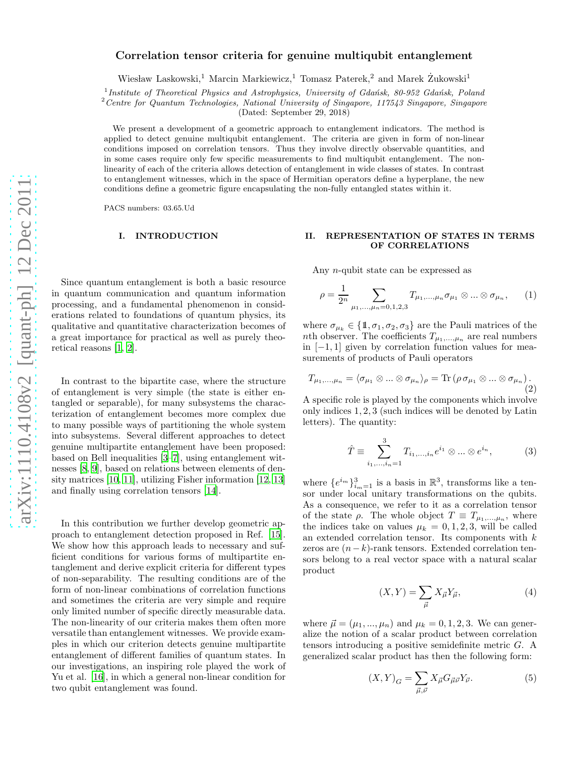# Correlation tensor criteria for genuine multiqubit entanglement

Wiesław Laskowski,[1] Marcin Markiewicz,[1] Tomasz Paterek,[2] and Marek Żukowski[1]

[1] *Institute of Theoretical Physics and Astrophysics, University of Gdańsk, 80-952 Gdańsk, Poland*
[2] *Centre for Quantum Technologies, National University of Singapore, 117543 Singapore, Singapore*
(Dated: September 29, 2018)

We present a development of a geometric approach to entanglement indicators. The method is applied to detect genuine multiqubit entanglement. The criteria are given in form of non-linear conditions imposed on correlation tensors. Thus they involve directly observable quantities, and in some cases require only few specific measurements to find multiqubit entanglement. The non-linearity of each of the criteria allows detection of entanglement in wide classes of states. In contrast to entanglement witnesses, which in the space of Hermitian operators define a hyperplane, the new conditions define a geometric figure encapsulating the non-fully entangled states within it.

PACS numbers: 03.65.Ud

## I. INTRODUCTION

Since quantum entanglement is both a basic resource in quantum communication and quantum information processing, and a fundamental phenomenon in considerations related to foundations of quantum physics, its qualitative and quantitative characterization becomes of a great importance for practical as well as purely theoretical reasons [1, 2].

In contrast to the bipartite case, where the structure of entanglement is very simple (the state is either entangled or separable), for many subsystems the characterization of entanglement becomes more complex due to many possible ways of partitioning the whole system into subsystems. Several different approaches to detect genuine multipartite entanglement have been proposed: based on Bell inequalities [3–7], using entanglement witnesses [8, 9], based on relations between elements of density matrices [10, 11], utilizing Fisher information [12, 13] and finally using correlation tensors [14].

In this contribution we further develop geometric approach to entanglement detection proposed in Ref. [15]. We show how this approach leads to necessary and sufficient conditions for various forms of multipartite entanglement and derive explicit criteria for different types of non-separability. The resulting conditions are of the form of non-linear combinations of correlation functions and sometimes the criteria are very simple and require only limited number of specific directly measurable data. The non-linearity of our criteria makes them often more versatile than entanglement witnesses. We provide examples in which our criterion detects genuine multipartite entanglement of different families of quantum states. In our investigations, an inspiring role played the work of Yu et al. [16], in which a general non-linear condition for two qubit entanglement was found.

## II. REPRESENTATION OF STATES IN TERMS OF CORRELATIONS

Any $n$-qubit state can be expressed as

$$\rho = \frac{1}{2^n} \sum_{\mu_1,\dots,\mu_n=0,1,2,3} T_{\mu_1,\dots,\mu_n} \sigma_{\mu_1} \otimes \dots \otimes \sigma_{\mu_n}, \tag{1}$$

where $\sigma_{\mu_k} \in \{\mathbb{1}, \sigma_1, \sigma_2, \sigma_3\}$ are the Pauli matrices of the $n$th observer. The coefficients $T_{\mu_1,\dots,\mu_n}$ are real numbers in $[-1, 1]$ given by correlation function values for measurements of products of Pauli operators

$$T_{\mu_1,\dots,\mu_n} = \langle \sigma_{\mu_1} \otimes \dots \otimes \sigma_{\mu_n} \rangle_\rho = \mathrm{Tr}\left(\rho\, \sigma_{\mu_1} \otimes \dots \otimes \sigma_{\mu_n}\right). \tag{2}$$

A specific role is played by the components which involve only indices 1, 2, 3 (such indices will be denoted by Latin letters). The quantity:

$$\hat{T} \equiv \sum_{i_1,\dots,i_n=1}^{3} T_{i_1,\dots,i_n} e^{i_1} \otimes \dots \otimes e^{i_n}, \tag{3}$$

where $\{e^{i_m}\}_{i_m=1}^{3}$ is a basis in $\mathbb{R}^3$, transforms like a tensor under local unitary transformations on the qubits. As a consequence, we refer to it as a correlation tensor of the state $\rho$. The whole object $T \equiv T_{\mu_1,\dots,\mu_n}$, where the indices take on values $\mu_k = 0, 1, 2, 3$, will be called an extended correlation tensor. Its components with $k$ zeros are $(n-k)$-rank tensors. Extended correlation tensors belong to a real vector space with a natural scalar product

$$(X, Y) = \sum_{\vec{\mu}} X_{\vec{\mu}} Y_{\vec{\mu}}, \tag{4}$$

where $\vec{\mu} = (\mu_1, \dots, \mu_n)$ and $\mu_k = 0, 1, 2, 3$. We can generalize the notion of a scalar product between correlation tensors introducing a positive semidefinite metric $G$. A generalized scalar product has then the following form:

$$(X, Y)_G = \sum_{\vec{\mu}, \vec{\nu}} X_{\vec{\mu}} G_{\vec{\mu}\vec{\nu}} Y_{\vec{\nu}}. \tag{5}$$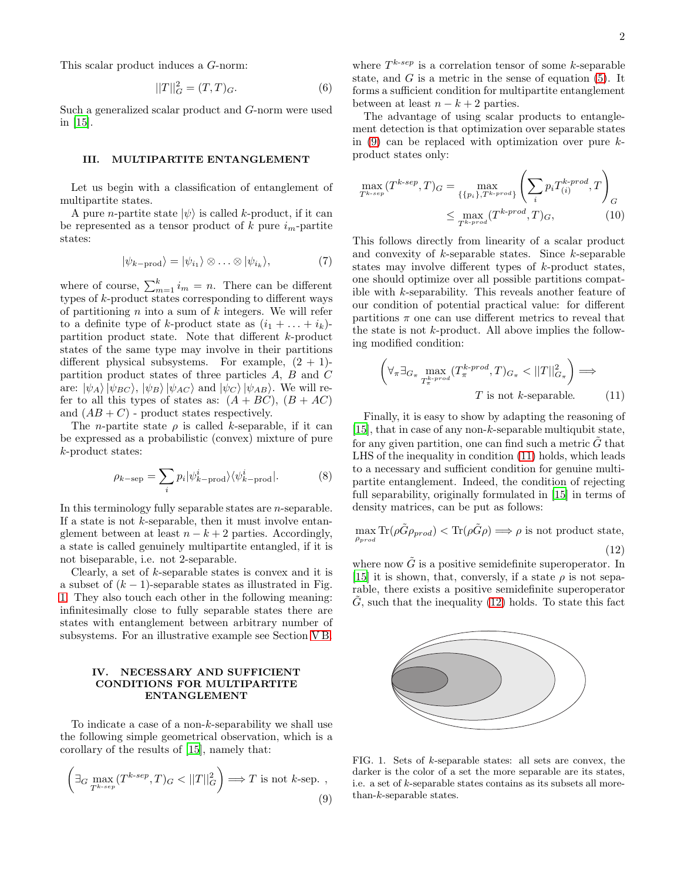This scalar product induces a $G$-norm:

$$||T||_G^2 = (T,T)_G. \tag{6}$$

Such a generalized scalar product and $G$-norm were used in [15].

## III. MULTIPARTITE ENTANGLEMENT

Let us begin with a classification of entanglement of multipartite states.

A pure $n$-partite state $|\psi\rangle$ is called $k$-product, if it can be represented as a tensor product of $k$ pure $i_m$-partite states:

$$|\psi_{k-\text{prod}}\rangle = |\psi_{i_1}\rangle \otimes \ldots \otimes |\psi_{i_k}\rangle, \tag{7}$$

where of course, $\sum_{m=1}^{k} i_m = n$. There can be different types of $k$-product states corresponding to different ways of partitioning $n$ into a sum of $k$ integers. We will refer to a definite type of $k$-product state as $(i_1 + \ldots + i_k)$-partition product state. Note that different $k$-product states of the same type may involve in their partitions different physical subsystems. For example, $(2+1)$-partition product states of three particles $A$, $B$ and $C$ are: $|\psi_A\rangle\,|\psi_{BC}\rangle$, $|\psi_B\rangle\,|\psi_{AC}\rangle$ and $|\psi_C\rangle\,|\psi_{AB}\rangle$. We will refer to all this types of states as: $(A+BC)$, $(B+AC)$ and $(AB+C)$ - product states respectively.

The $n$-partite state $\rho$ is called $k$-separable, if it can be expressed as a probabilistic (convex) mixture of pure $k$-product states:

$$\rho_{k-\text{sep}} = \sum_i p_i |\psi^i_{k-\text{prod}}\rangle\langle\psi^i_{k-\text{prod}}|. \tag{8}$$

In this terminology fully separable states are $n$-separable. If a state is not $k$-separable, then it must involve entanglement between at least $n-k+2$ parties. Accordingly, a state is called genuinely multipartite entangled, if it is not biseparable, i.e. not 2-separable.

Clearly, a set of $k$-separable states is convex and it is a subset of $(k-1)$-separable states as illustrated in Fig. 1. They also touch each other in the following meaning: infinitesimally close to fully separable states there are states with entanglement between arbitrary number of subsystems. For an illustrative example see Section V B.

## IV. NECESSARY AND SUFFICIENT CONDITIONS FOR MULTIPARTITE ENTANGLEMENT

To indicate a case of a non-$k$-separability we shall use the following simple geometrical observation, which is a corollary of the results of [15], namely that:

$$\left(\exists_G \max_{T^{k\text{-}sep}} (T^{k\text{-}sep}, T)_G < ||T||_G^2\right) \Longrightarrow T \text{ is not } k\text{-sep.}\ , \tag{9}$$

where $T^{k\text{-}sep}$ is a correlation tensor of some $k$-separable state, and $G$ is a metric in the sense of equation (5). It forms a sufficient condition for multipartite entanglement between at least $n-k+2$ parties.

The advantage of using scalar products to entanglement detection is that optimization over separable states in (9) can be replaced with optimization over pure $k$-product states only:

$$\begin{aligned}\max_{T^{k\text{-}sep}} (T^{k\text{-}sep}, T)_G &= \max_{\{\{p_i\}, T^{k\text{-}prod}\}} \left(\sum_i p_i T^{k\text{-}prod}_{(i)}, T\right)_G \\ &\leq \max_{T^{k\text{-}prod}} (T^{k\text{-}prod}, T)_G,\end{aligned} \tag{10}$$

This follows directly from linearity of a scalar product and convexity of $k$-separable states. Since $k$-separable states may involve different types of $k$-product states, one should optimize over all possible partitions compatible with $k$-separability. This reveals another feature of our condition of potential practical value: for different partitions $\pi$ one can use different metrics to reveal that the state is not $k$-product. All above implies the following modified condition:

$$\left(\forall_\pi \exists_{G_\pi} \max_{T^{k\text{-}prod}_\pi} (T^{k\text{-}prod}_\pi, T)_{G_\pi} < ||T||_{G_\pi}^2\right) \Longrightarrow T \text{ is not } k\text{-separable.} \tag{11}$$

Finally, it is easy to show by adapting the reasoning of [15], that in case of any non-$k$-separable multiqubit state, for any given partition, one can find such a metric $\tilde{G}$ that LHS of the inequality in condition (11) holds, which leads to a necessary and sufficient condition for genuine multipartite entanglement. Indeed, the condition of rejecting full separability, originally formulated in [15] in terms of density matrices, can be put as follows:

$$\max_{\rho_{prod}} \text{Tr}(\rho \tilde{G} \rho_{prod}) < \text{Tr}(\rho \tilde{G} \rho) \Longrightarrow \rho \text{ is not product state,} \tag{12}$$

where now $\tilde{G}$ is a positive semidefinite superoperator. In [15] it is shown, that, conversly, if a state $\rho$ is not separable, there exists a positive semidefinite superoperator $\tilde{G}$, such that the inequality (12) holds. To state this fact

FIG. 1. Sets of $k$-separable states: all sets are convex, the darker is the color of a set the more separable are its states, i.e. a set of $k$-separable states contains as its subsets all more-than-$k$-separable states.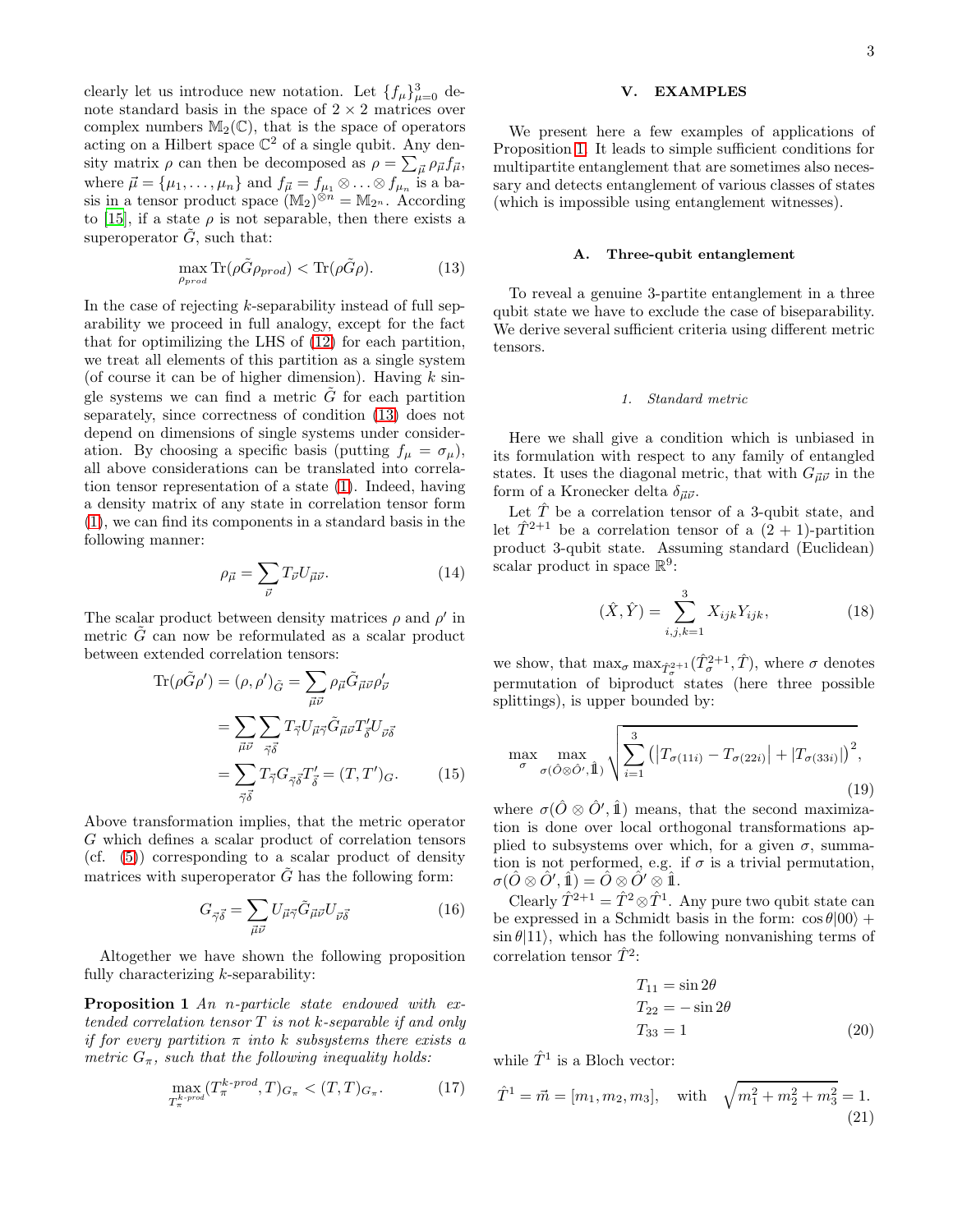clearly let us introduce new notation. Let $\{f_\mu\}_{\mu=0}^3$ denote standard basis in the space of $2\times 2$ matrices over complex numbers $\mathbb{M}_2(\mathbb{C})$, that is the space of operators acting on a Hilbert space $\mathbb{C}^2$ of a single qubit. Any density matrix $\rho$ can then be decomposed as $\rho = \sum_{\vec{\mu}} \rho_{\vec{\mu}} f_{\vec{\mu}}$, where $\vec{\mu} = \{\mu_1, \ldots, \mu_n\}$ and $f_{\vec{\mu}} = f_{\mu_1} \otimes \ldots \otimes f_{\mu_n}$ is a basis in a tensor product space $(\mathbb{M}_2)^{\otimes n} = \mathbb{M}_{2^n}$. According to [15], if a state $\rho$ is not separable, then there exists a superoperator $\tilde{G}$, such that:

$$\max_{\rho_{prod}} \mathrm{Tr}(\rho \tilde{G} \rho_{prod}) < \mathrm{Tr}(\rho \tilde{G} \rho). \tag{13}$$

In the case of rejecting $k$-separability instead of full separability we proceed in full analogy, except for the fact that for optimilizing the LHS of (12) for each partition, we treat all elements of this partition as a single system (of course it can be of higher dimension). Having $k$ single systems we can find a metric $\tilde{G}$ for each partition separately, since correctness of condition (13) does not depend on dimensions of single systems under consideration. By choosing a specific basis (putting $f_\mu = \sigma_\mu$), all above considerations can be translated into correlation tensor representation of a state (1). Indeed, having a density matrix of any state in correlation tensor form (1), we can find its components in a standard basis in the following manner:

$$\rho_{\vec{\mu}} = \sum_{\vec{\nu}} T_{\vec{\nu}} U_{\vec{\mu}\vec{\nu}}. \tag{14}$$

The scalar product between density matrices $\rho$ and $\rho'$ in metric $\tilde{G}$ can now be reformulated as a scalar product between extended correlation tensors:

$$\begin{aligned}
\mathrm{Tr}(\rho \tilde{G} \rho') = (\rho, \rho')_{\tilde{G}} &= \sum_{\vec{\mu}\vec{\nu}} \rho_{\vec{\mu}} \tilde{G}_{\vec{\mu}\vec{\nu}} \rho'_{\vec{\nu}} \\
&= \sum_{\vec{\mu}\vec{\nu}} \sum_{\vec{\gamma}\vec{\delta}} T_{\vec{\gamma}} U_{\vec{\mu}\vec{\gamma}} \tilde{G}_{\vec{\mu}\vec{\nu}} T'_{\vec{\delta}} U_{\vec{\nu}\vec{\delta}} \\
&= \sum_{\vec{\gamma}\vec{\delta}} T_{\vec{\gamma}} G_{\vec{\gamma}\vec{\delta}} T'_{\vec{\delta}} = (T, T')_G.
\end{aligned} \tag{15}$$

Above transformation implies, that the metric operator $G$ which defines a scalar product of correlation tensors (cf. (5)) corresponding to a scalar product of density matrices with superoperator $\tilde{G}$ has the following form:

$$G_{\vec{\gamma}\vec{\delta}} = \sum_{\vec{\mu}\vec{\nu}} U_{\vec{\mu}\vec{\gamma}} \tilde{G}_{\vec{\mu}\vec{\nu}} U_{\vec{\nu}\vec{\delta}} \tag{16}$$

Altogether we have shown the following proposition fully characterizing $k$-separability:

**Proposition 1** *An $n$-particle state endowed with extended correlation tensor $T$ is not $k$-separable if and only if for every partition $\pi$ into $k$ subsystems there exists a metric $G_\pi$, such that the following inequality holds:*

$$\max_{T_\pi^{k\text{-}prod}} (T_\pi^{k\text{-}prod}, T)_{G_\pi} < (T, T)_{G_\pi}. \tag{17}$$

## V. EXAMPLES

We present here a few examples of applications of Proposition 1. It leads to simple sufficient conditions for multipartite entanglement that are sometimes also necessary and detects entanglement of various classes of states (which is impossible using entanglement witnesses).

### A. Three-qubit entanglement

To reveal a genuine 3-partite entanglement in a three qubit state we have to exclude the case of biseparability. We derive several sufficient criteria using different metric tensors.

#### 1. Standard metric

Here we shall give a condition which is unbiased in its formulation with respect to any family of entangled states. It uses the diagonal metric, that with $G_{\vec{\mu}\vec{\nu}}$ in the form of a Kronecker delta $\delta_{\vec{\mu}\vec{\nu}}$.

Let $\hat{T}$ be a correlation tensor of a 3-qubit state, and let $\hat{T}^{2+1}$ be a correlation tensor of a $(2+1)$-partition product 3-qubit state. Assuming standard (Euclidean) scalar product in space $\mathbb{R}^9$:

$$(\hat{X}, \hat{Y}) = \sum_{i,j,k=1}^{3} X_{ijk} Y_{ijk}, \tag{18}$$

we show, that $\max_\sigma \max_{\hat{T}_\sigma^{2+1}} (\hat{T}_\sigma^{2+1}, \hat{T})$, where $\sigma$ denotes permutation of biproduct states (here three possible splittings), is upper bounded by:

$$\max_\sigma \max_{\sigma(\hat{O}\otimes\hat{O}', \hat{\mathbb{1}})} \sqrt{\sum_{i=1}^{3} \left( \left| T_{\sigma(11i)} - T_{\sigma(22i)} \right| + \left| T_{\sigma(33i)} \right| \right)^2}, \tag{19}$$

where $\sigma(\hat{O}\otimes\hat{O}', \hat{\mathbb{1}})$ means, that the second maximization is done over local orthogonal transformations applied to subsystems over which, for a given $\sigma$, summation is not performed, e.g. if $\sigma$ is a trivial permutation, $\sigma(\hat{O}\otimes\hat{O}', \hat{\mathbb{1}}) = \hat{O}\otimes\hat{O}'\otimes\hat{\mathbb{1}}$.

Clearly $\hat{T}^{2+1} = \hat{T}^2 \otimes \hat{T}^1$. Any pure two qubit state can be expressed in a Schmidt basis in the form: $\cos\theta|00\rangle + \sin\theta|11\rangle$, which has the following nonvanishing terms of correlation tensor $\hat{T}^2$:

$$\begin{aligned}
T_{11} &= \sin 2\theta \\
T_{22} &= -\sin 2\theta \\
T_{33} &= 1
\end{aligned} \tag{20}$$

while $\hat{T}^1$ is a Bloch vector:

$$\hat{T}^1 = \vec{m} = [m_1, m_2, m_3], \quad \text{with} \quad \sqrt{m_1^2 + m_2^2 + m_3^2} = 1. \tag{21}$$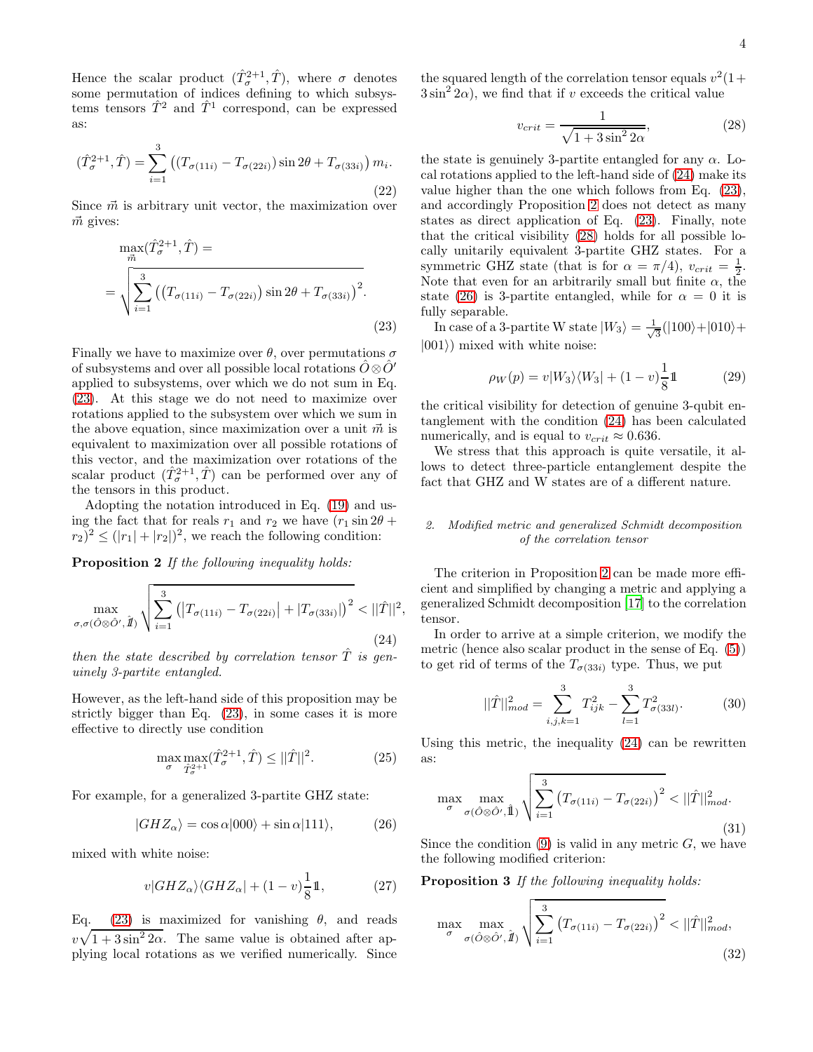Hence the scalar product $(\hat{T}^{2+1}_\sigma, \hat{T})$, where $\sigma$ denotes some permutation of indices defining to which subsystems tensors $\hat{T}^2$ and $\hat{T}^1$ correspond, can be expressed as:

$$(\hat{T}^{2+1}_\sigma, \hat{T}) = \sum_{i=1}^{3} \left( (T_{\sigma(11i)} - T_{\sigma(22i)}) \sin 2\theta + T_{\sigma(33i)} \right) m_i. \tag{22}$$

Since $\vec{m}$ is arbitrary unit vector, the maximization over $\vec{m}$ gives:

$$\max_{\vec{m}} (\hat{T}^{2+1}_\sigma, \hat{T}) = = \sqrt{\sum_{i=1}^{3} \left( (T_{\sigma(11i)} - T_{\sigma(22i)}) \sin 2\theta + T_{\sigma(33i)} \right)^2}. \tag{23}$$

Finally we have to maximize over $\theta$, over permutations $\sigma$ of subsystems and over all possible local rotations $\hat{O} \otimes \hat{O}'$ applied to subsystems, over which we do not sum in Eq. (23). At this stage we do not need to maximize over rotations applied to the subsystem over which we sum in the above equation, since maximization over a unit $\vec{m}$ is equivalent to maximization over all possible rotations of this vector, and the maximization over rotations of the scalar product $(\hat{T}^{2+1}_\sigma, \hat{T})$ can be performed over any of the tensors in this product.

Adopting the notation introduced in Eq. (19) and using the fact that for reals $r_1$ and $r_2$ we have $(r_1 \sin 2\theta + r_2)^2 \leq (|r_1| + |r_2|)^2$, we reach the following condition:

**Proposition 2** *If the following inequality holds:*

$$\max_{\sigma, \sigma(\hat{O} \otimes \hat{O}', \hat{1})} \sqrt{\sum_{i=1}^{3} \left( \left|T_{\sigma(11i)} - T_{\sigma(22i)}\right| + |T_{\sigma(33i)}| \right)^2} < ||\hat{T}||^2, \tag{24}$$

*then the state described by correlation tensor $\hat{T}$ is genuinely 3-partite entangled.*

However, as the left-hand side of this proposition may be strictly bigger than Eq. (23), in some cases it is more effective to directly use condition

$$\max_{\sigma} \max_{\hat{T}^{2+1}_\sigma} (\hat{T}^{2+1}_\sigma, \hat{T}) \leq ||\hat{T}||^2. \tag{25}$$

For example, for a generalized 3-partite GHZ state:

$$|GHZ_\alpha\rangle = \cos\alpha|000\rangle + \sin\alpha|111\rangle, \tag{26}$$

mixed with white noise:

$$v|GHZ_\alpha\rangle\langle GHZ_\alpha| + (1-v)\frac{1}{8}\mathbb{1}, \tag{27}$$

Eq. (23) is maximized for vanishing $\theta$, and reads $v\sqrt{1 + 3\sin^2 2\alpha}$. The same value is obtained after applying local rotations as we verified numerically. Since the squared length of the correlation tensor equals $v^2(1 + 3\sin^2 2\alpha)$, we find that if $v$ exceeds the critical value

$$v_{crit} = \frac{1}{\sqrt{1 + 3\sin^2 2\alpha}}, \tag{28}$$

the state is genuinely 3-partite entangled for any $\alpha$. Local rotations applied to the left-hand side of (24) make its value higher than the one which follows from Eq. (23), and accordingly Proposition 2 does not detect as many states as direct application of Eq. (23). Finally, note that the critical visibility (28) holds for all possible locally unitarily equivalent 3-partite GHZ states. For a symmetric GHZ state (that is for $\alpha = \pi/4$), $v_{crit} = \frac{1}{2}$. Note that even for an arbitrarily small but finite $\alpha$, the state (26) is 3-partite entangled, while for $\alpha = 0$ it is fully separable.

In case of a 3-partite W state $|W_3\rangle = \frac{1}{\sqrt{3}}(|100\rangle + |010\rangle + |001\rangle)$ mixed with white noise:

$$\rho_W(p) = v|W_3\rangle\langle W_3| + (1-v)\frac{1}{8}\mathbb{1} \tag{29}$$

the critical visibility for detection of genuine 3-qubit entanglement with the condition (24) has been calculated numerically, and is equal to $v_{crit} \approx 0.636$.

We stress that this approach is quite versatile, it allows to detect three-particle entanglement despite the fact that GHZ and W states are of a different nature.

#### 2. Modified metric and generalized Schmidt decomposition of the correlation tensor

The criterion in Proposition 2 can be made more efficient and simplified by changing a metric and applying a generalized Schmidt decomposition [17] to the correlation tensor.

In order to arrive at a simple criterion, we modify the metric (hence also scalar product in the sense of Eq. (5)) to get rid of terms of the $T_{\sigma(33i)}$ type. Thus, we put

$$||\hat{T}||^2_{mod} = \sum_{i,j,k=1}^{3} T^2_{ijk} - \sum_{l=1}^{3} T^2_{\sigma(33l)}. \tag{30}$$

Using this metric, the inequality (24) can be rewritten as:

$$\max_{\sigma} \max_{\sigma(\hat{O} \otimes \hat{O}', \hat{1})} \sqrt{\sum_{i=1}^{3} \left( T_{\sigma(11i)} - T_{\sigma(22i)} \right)^2} < ||\hat{T}||^2_{mod}. \tag{31}$$

Since the condition (9) is valid in any metric $G$, we have the following modified criterion:

**Proposition 3** *If the following inequality holds:*

$$\max_{\sigma} \max_{\sigma(\hat{O} \otimes \hat{O}', \hat{1})} \sqrt{\sum_{i=1}^{3} \left( T_{\sigma(11i)} - T_{\sigma(22i)} \right)^2} < ||\hat{T}||^2_{mod}, \tag{32}$$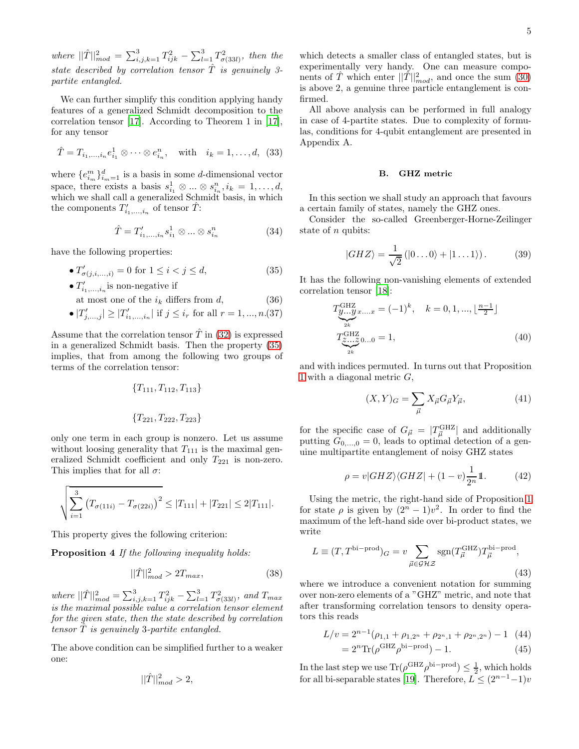*where* $||\hat{T}||^2_{mod} = \sum_{i,j,k=1}^{3} T_{ijk}^2 - \sum_{l=1}^{3} T^2_{\sigma(33l)}$*, then the state described by correlation tensor* $\hat{T}$ *is genuinely 3-partite entangled.*

We can further simplify this condition applying handy features of a generalized Schmidt decomposition to the correlation tensor [17]. According to Theorem 1 in [17], for any tensor

$$\hat{T} = T_{i_1,\ldots,i_n} e^1_{i_1} \otimes \cdots \otimes e^n_{i_n}, \quad \text{with} \quad i_k = 1, \ldots, d, \tag{33}$$

where $\{e^m_{i_m}\}^d_{i_m=1}$ is a basis in some $d$-dimensional vector space, there exists a basis $s^1_{i_1} \otimes \ldots \otimes s^n_{i_n}, i_k = 1, \ldots, d$, which we shall call a generalized Schmidt basis, in which the components $T'_{i_1,\ldots,i_n}$ of tensor $\hat{T}$:

$$\hat{T} = T'_{i_1,\ldots,i_n} s^1_{i_1} \otimes \ldots \otimes s^n_{i_n} \tag{34}$$

have the following properties:

- $T'_{\sigma(j,i,\ldots,i)} = 0$ for $1 \leq i < j \leq d$, (35)
- $T'_{i_1,\ldots,i_n}$ is non-negative if at most one of the $i_k$ differs from $d$, (36)
- $|T'_{j,\ldots,j}| \geq |T'_{i_1,\ldots,i_n}|$ if $j \leq i_r$ for all $r = 1, \ldots, n$. (37)

Assume that the correlation tensor $\hat{T}$ in (32) is expressed in a generalized Schmidt basis. Then the property (35) implies, that from among the following two groups of terms of the correlation tensor:

$$\{T_{111}, T_{112}, T_{113}\}$$

$$\{T_{221}, T_{222}, T_{223}\}$$

only one term in each group is nonzero. Let us assume without loosing generality that $T_{111}$ is the maximal generalized Schmidt coefficient and only $T_{221}$ is non-zero. This implies that for all $\sigma$:

$$\sqrt{\sum_{i=1}^{3} \left(T_{\sigma(11i)} - T_{\sigma(22i)}\right)^2} \leq |T_{111}| + |T_{221}| \leq 2|T_{111}|.$$

This property gives the following criterion:

**Proposition 4** *If the following inequality holds:*

$$||\hat{T}||^2_{mod} > 2T_{max}, \tag{38}$$

*where* $||\hat{T}||^2_{mod} = \sum_{i,j,k=1}^{3} T_{ijk}^2 - \sum_{l=1}^{3} T^2_{\sigma(33l)}$*, and* $T_{max}$ *is the maximal possible value a correlation tensor element for the given state, then the state described by correlation tensor* $\hat{T}$ *is genuinely 3-partite entangled.*

The above condition can be simplified further to a weaker one:

$$||\hat{T}||^2_{mod} > 2,$$

which detects a smaller class of entangled states, but is experimentally very handy. One can measure components of $\hat{T}$ which enter $||\hat{T}||^2_{mod}$, and once the sum (30) is above 2, a genuine three particle entanglement is confirmed.

All above analysis can be performed in full analogy in case of 4-partite states. Due to complexity of formulas, conditions for 4-qubit entanglement are presented in Appendix A.

### B. GHZ metric

In this section we shall study an approach that favours a certain family of states, namely the GHZ ones.

Consider the so-called Greenberger-Horne-Zeilinger state of $n$ qubits:

$$|GHZ\rangle = \frac{1}{\sqrt{2}} \left(|0\ldots0\rangle + |1\ldots1\rangle\right). \tag{39}$$

It has the following non-vanishing elements of extended correlation tensor [18]:

$$T^{\text{GHZ}}_{\underbrace{y\ldots y}_{2k} x\ldots x} = (-1)^k, \quad k = 0, 1, \ldots, \lfloor \tfrac{n-1}{2} \rfloor$$
$$T^{\text{GHZ}}_{\underbrace{z\ldots z}_{2k} 0\ldots0} = 1, \tag{40}$$

and with indices permuted. In turns out that Proposition 1 with a diagonal metric $G$,

$$(X, Y)_G = \sum_{\vec{\mu}} X_{\vec{\mu}} G_{\vec{\mu}} Y_{\vec{\mu}}, \tag{41}$$

for the specific case of $G_{\vec{\mu}} = |T^{\text{GHZ}}_{\vec{\mu}}|$ and additionally putting $G_{0,\ldots,0} = 0$, leads to optimal detection of a genuine multipartite entanglement of noisy GHZ states

$$\rho = v|GHZ\rangle\langle GHZ| + (1-v)\frac{1}{2^n}\mathbb{1}. \tag{42}$$

Using the metric, the right-hand side of Proposition 1 for state $\rho$ is given by $(2^n - 1)v^2$. In order to find the maximum of the left-hand side over bi-product states, we write

$$L \equiv (T, T^{\text{bi-prod}})_G = v \sum_{\vec{\mu} \in \mathcal{GHZ}} \text{sgn}(T^{\text{GHZ}}_{\vec{\mu}}) T^{\text{bi-prod}}_{\vec{\mu}}, \tag{43}$$

where we introduce a convenient notation for summing over non-zero elements of a "GHZ" metric, and note that after transforming correlation tensors to density operators this reads

$$L/v = 2^{n-1}(\rho_{1,1} + \rho_{1,2^n} + \rho_{2^n,1} + \rho_{2^n,2^n}) - 1 \tag{44}$$
$$= 2^n \text{Tr}(\rho^{\text{GHZ}} \rho^{\text{bi-prod}}) - 1. \tag{45}$$

In the last step we use $\text{Tr}(\rho^{\text{GHZ}} \rho^{\text{bi-prod}}) \leq \frac{1}{2}$, which holds for all bi-separable states [19]. Therefore, $L \leq (2^{n-1} - 1)v$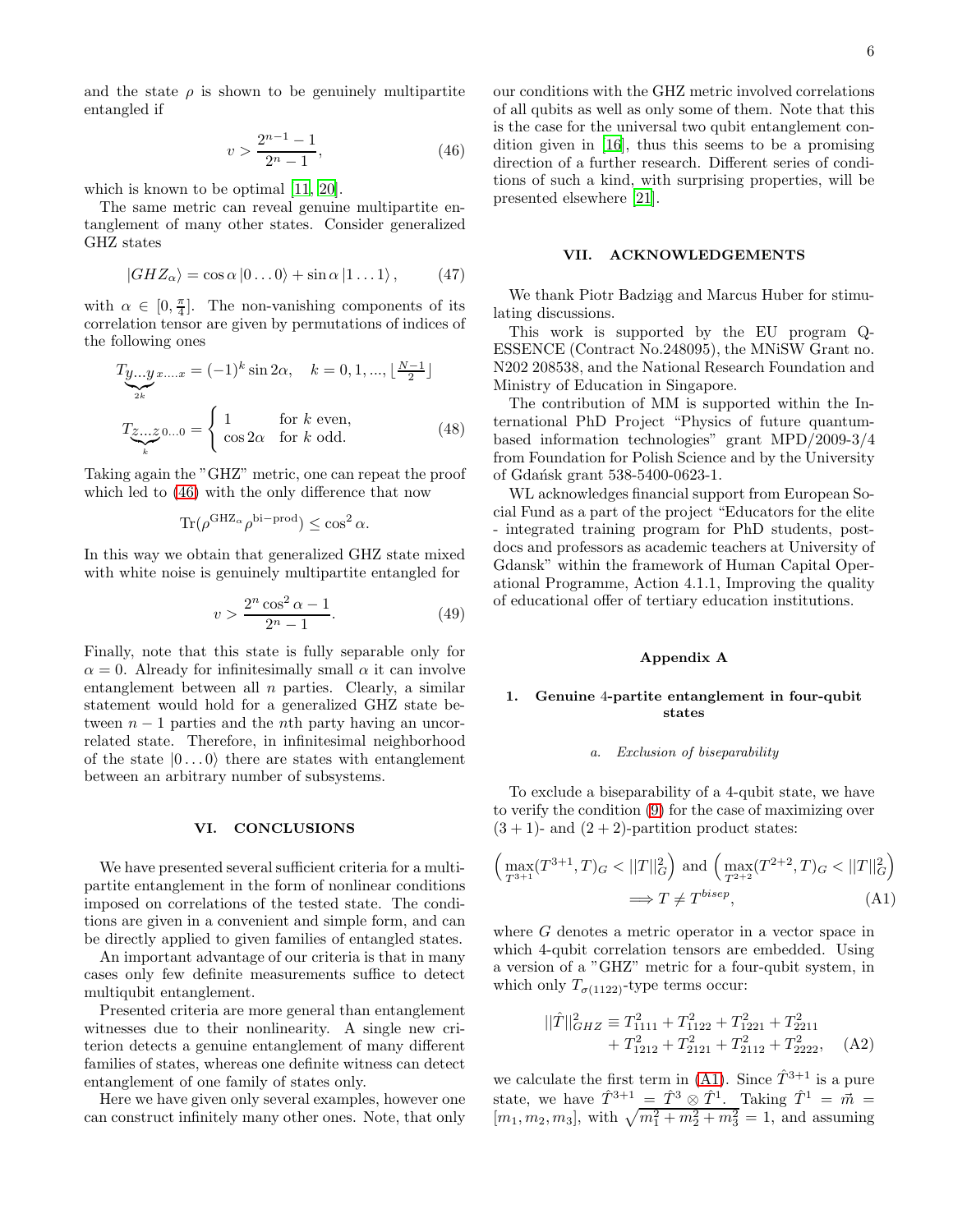and the state $\rho$ is shown to be genuinely multipartite entangled if

$$v > \frac{2^{n-1}-1}{2^n-1}, \tag{46}$$

which is known to be optimal [11, 20].

The same metric can reveal genuine multipartite entanglement of many other states. Consider generalized GHZ states

$$|GHZ_\alpha\rangle = \cos\alpha\,|0\dots0\rangle + \sin\alpha\,|1\dots1\rangle, \tag{47}$$

with $\alpha \in [0, \frac{\pi}{4}]$. The non-vanishing components of its correlation tensor are given by permutations of indices of the following ones

$$T_{\underbrace{y\dots y}_{2k}x\dots x} = (-1)^k \sin 2\alpha, \quad k = 0,1,\dots,\lfloor\tfrac{N-1}{2}\rfloor$$

$$T_{\underbrace{z\dots z}_{k}0\dots0} = \begin{cases} 1 & \text{for } k \text{ even,} \\ \cos 2\alpha & \text{for } k \text{ odd.} \end{cases} \tag{48}$$

Taking again the "GHZ" metric, one can repeat the proof which led to (46) with the only difference that now

$$\mathrm{Tr}(\rho^{\mathrm{GHZ}_\alpha}\rho^{\mathrm{bi-prod}}) \leq \cos^2\alpha.$$

In this way we obtain that generalized GHZ state mixed with white noise is genuinely multipartite entangled for

$$v > \frac{2^n\cos^2\alpha - 1}{2^n - 1}. \tag{49}$$

Finally, note that this state is fully separable only for $\alpha = 0$. Already for infinitesimally small $\alpha$ it can involve entanglement between all $n$ parties. Clearly, a similar statement would hold for a generalized GHZ state between $n-1$ parties and the $n$th party having an uncorrelated state. Therefore, in infinitesimal neighborhood of the state $|0\dots0\rangle$ there are states with entanglement between an arbitrary number of subsystems.

## VI. CONCLUSIONS

We have presented several sufficient criteria for a multipartite entanglement in the form of nonlinear conditions imposed on correlations of the tested state. The conditions are given in a convenient and simple form, and can be directly applied to given families of entangled states.

An important advantage of our criteria is that in many cases only few definite measurements suffice to detect multiqubit entanglement.

Presented criteria are more general than entanglement witnesses due to their nonlinearity. A single new criterion detects a genuine entanglement of many different families of states, whereas one definite witness can detect entanglement of one family of states only.

Here we have given only several examples, however one can construct infinitely many other ones. Note, that only our conditions with the GHZ metric involved correlations of all qubits as well as only some of them. Note that this is the case for the universal two qubit entanglement condition given in [16], thus this seems to be a promising direction of a further research. Different series of conditions of such a kind, with surprising properties, will be presented elsewhere [21].

## VII. ACKNOWLEDGEMENTS

We thank Piotr Badziąg and Marcus Huber for stimulating discussions.

This work is supported by the EU program Q-ESSENCE (Contract No.248095), the MNiSW Grant no. N202 208538, and the National Research Foundation and Ministry of Education in Singapore.

The contribution of MM is supported within the International PhD Project "Physics of future quantum-based information technologies" grant MPD/2009-3/4 from Foundation for Polish Science and by the University of Gdańsk grant 538-5400-0623-1.

WL acknowledges financial support from European Social Fund as a part of the project "Educators for the elite - integrated training program for PhD students, post-docs and professors as academic teachers at University of Gdansk" within the framework of Human Capital Operational Programme, Action 4.1.1, Improving the quality of educational offer of tertiary education institutions.

## Appendix A

### 1. Genuine 4-partite entanglement in four-qubit states

#### a. *Exclusion of biseparability*

To exclude a biseparability of a 4-qubit state, we have to verify the condition (9) for the case of maximizing over $(3+1)$- and $(2+2)$-partition product states:

$$\left(\max_{T^{3+1}}(T^{3+1},T)_G < ||T||_G^2\right) \text{ and } \left(\max_{T^{2+2}}(T^{2+2},T)_G < ||T||_G^2\right)$$
$$\Longrightarrow T \neq T^{bisep}, \tag{A1}$$

where $G$ denotes a metric operator in a vector space in which 4-qubit correlation tensors are embedded. Using a version of a "GHZ" metric for a four-qubit system, in which only $T_{\sigma(1122)}$-type terms occur:

$$||\hat{T}||^2_{GHZ} \equiv T^2_{1111} + T^2_{1122} + T^2_{1221} + T^2_{2211} + T^2_{1212} + T^2_{2121} + T^2_{2112} + T^2_{2222}, \tag{A2}$$

we calculate the first term in (A1). Since $\hat{T}^{3+1}$ is a pure state, we have $\hat{T}^{3+1} = \hat{T}^3 \otimes \hat{T}^1$. Taking $\hat{T}^1 = \vec{m} = [m_1, m_2, m_3]$, with $\sqrt{m_1^2 + m_2^2 + m_3^2} = 1$, and assuming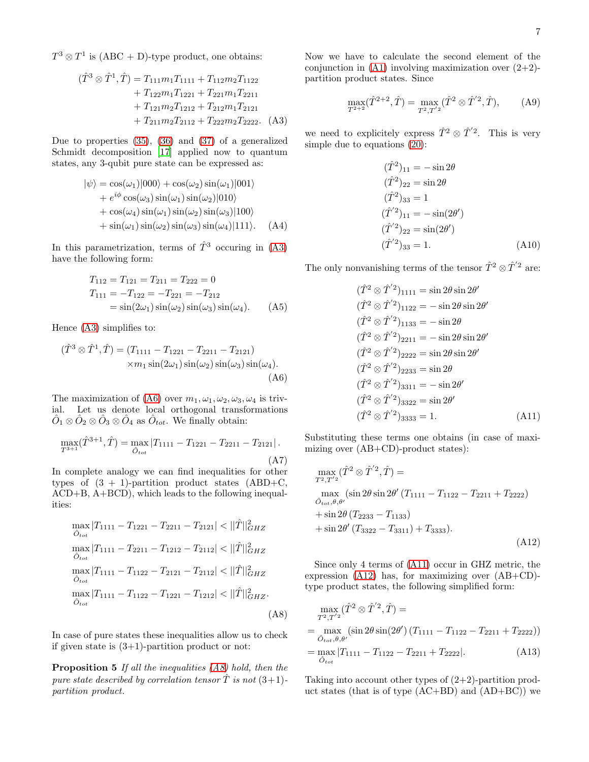$T^3 \otimes T^1$ is (ABC + D)-type product, one obtains:

$$
\begin{aligned}
(\hat{T}^3 \otimes \hat{T}^1, \hat{T}) = \; & T_{111} m_1 T_{1111} + T_{112} m_2 T_{1122} \\
& + T_{122} m_1 T_{1221} + T_{221} m_1 T_{2211} \\
& + T_{121} m_2 T_{1212} + T_{212} m_1 T_{2121} \\
& + T_{211} m_2 T_{2112} + T_{222} m_2 T_{2222}. \quad \text{(A3)}
\end{aligned}
$$

Due to properties (35), (36) and (37) of a generalized Schmidt decomposition [17] applied now to quantum states, any 3-qubit pure state can be expressed as:

$$
\begin{aligned}
|\psi\rangle = \; & \cos(\omega_1)|000\rangle + \cos(\omega_2)\sin(\omega_1)|001\rangle \\
& + e^{i\phi}\cos(\omega_3)\sin(\omega_1)\sin(\omega_2)|010\rangle \\
& + \cos(\omega_4)\sin(\omega_1)\sin(\omega_2)\sin(\omega_3)|100\rangle \\
& + \sin(\omega_1)\sin(\omega_2)\sin(\omega_3)\sin(\omega_4)|111\rangle. \quad \text{(A4)}
\end{aligned}
$$

In this parametrization, terms of $\hat{T}^3$ occuring in (A3) have the following form:

$$
\begin{aligned}
& T_{112} = T_{121} = T_{211} = T_{222} = 0 \\
& T_{111} = -T_{122} = -T_{221} = -T_{212} \\
& \quad = \sin(2\omega_1)\sin(\omega_2)\sin(\omega_3)\sin(\omega_4). \quad \text{(A5)}
\end{aligned}
$$

Hence (A3) simplifies to:

$$
\begin{aligned}
(\hat{T}^3 \otimes \hat{T}^1, \hat{T}) = \; & (T_{1111} - T_{1221} - T_{2211} - T_{2121}) \\
& \times m_1 \sin(2\omega_1)\sin(\omega_2)\sin(\omega_3)\sin(\omega_4).
\end{aligned} \quad \text{(A6)}
$$

The maximization of (A6) over $m_1, \omega_1, \omega_2, \omega_3, \omega_4$ is trivial. Let us denote local orthogonal transformations $\hat{O}_1 \otimes \hat{O}_2 \otimes \hat{O}_3 \otimes \hat{O}_4$ as $\hat{O}_{tot}$. We finally obtain:

$$
\max_{T^{3+1}} (\hat{T}^{3+1}, \hat{T}) = \max_{\hat{O}_{tot}} |T_{1111} - T_{1221} - T_{2211} - T_{2121}|. \quad \text{(A7)}
$$

In complete analogy we can find inequalities for other types of (3 + 1)-partition product states (ABD+C, ACD+B, A+BCD), which leads to the following inequalities:

$$
\begin{aligned}
& \max_{\hat{O}_{tot}} |T_{1111} - T_{1221} - T_{2211} - T_{2121}| < ||\hat{T}||^2_{GHZ} \\
& \max_{\hat{O}_{tot}} |T_{1111} - T_{2211} - T_{1212} - T_{2112}| < ||\hat{T}||^2_{GHZ} \\
& \max_{\hat{O}_{tot}} |T_{1111} - T_{1122} - T_{2121} - T_{2112}| < ||\hat{T}||^2_{GHZ} \\
& \max_{\hat{O}_{tot}} |T_{1111} - T_{1122} - T_{1221} - T_{1212}| < ||\hat{T}||^2_{GHZ}.
\end{aligned} \quad \text{(A8)}
$$

In case of pure states these inequalities allow us to check if given state is (3+1)-partition product or not:

**Proposition 5** *If all the inequalities (A8) hold, then the pure state described by correlation tensor $\hat{T}$ is not (3+1)-partition product.*

Now we have to calculate the second element of the conjunction in (A1) involving maximization over (2+2)-partition product states. Since

$$
\max_{T^{2+2}} (\hat{T}^{2+2}, \hat{T}) = \max_{T^2, T'^2} (\hat{T}^2 \otimes \hat{T}'^2, \hat{T}), \quad \text{(A9)}
$$

we need to explicitely express $\hat{T}^2 \otimes \hat{T}'^2$. This is very simple due to equations (20):

$$
\begin{aligned}
(\hat{T}^2)_{11} &= -\sin 2\theta \\
(\hat{T}^2)_{22} &= \sin 2\theta \\
(\hat{T}^2)_{33} &= 1 \\
(\hat{T}'^2)_{11} &= -\sin(2\theta') \\
(\hat{T}'^2)_{22} &= \sin(2\theta') \\
(\hat{T}'^2)_{33} &= 1.
\end{aligned} \quad \text{(A10)}
$$

The only nonvanishing terms of the tensor $\hat{T}^2 \otimes \hat{T}'^2$ are:

$$
\begin{aligned}
(\hat{T}^2 \otimes \hat{T}'^2)_{1111} &= \sin 2\theta \sin 2\theta' \\
(\hat{T}^2 \otimes \hat{T}'^2)_{1122} &= -\sin 2\theta \sin 2\theta' \\
(\hat{T}^2 \otimes \hat{T}'^2)_{1133} &= -\sin 2\theta \\
(\hat{T}^2 \otimes \hat{T}'^2)_{2211} &= -\sin 2\theta \sin 2\theta' \\
(\hat{T}^2 \otimes \hat{T}'^2)_{2222} &= \sin 2\theta \sin 2\theta' \\
(\hat{T}^2 \otimes \hat{T}'^2)_{2233} &= \sin 2\theta \\
(\hat{T}^2 \otimes \hat{T}'^2)_{3311} &= -\sin 2\theta' \\
(\hat{T}^2 \otimes \hat{T}'^2)_{3322} &= \sin 2\theta' \\
(\hat{T}^2 \otimes \hat{T}'^2)_{3333} &= 1.
\end{aligned} \quad \text{(A11)}
$$

Substituting these terms one obtains (in case of maximizing over (AB+CD)-product states):

$$
\begin{aligned}
& \max_{T^2, T'^2} (\hat{T}^2 \otimes \hat{T}'^2, \hat{T}) = \\
& \max_{\hat{O}_{tot}, \theta, \theta'} (\sin 2\theta \sin 2\theta' (T_{1111} - T_{1122} - T_{2211} + T_{2222}) \\
& + \sin 2\theta (T_{2233} - T_{1133}) \\
& + \sin 2\theta' (T_{3322} - T_{3311}) + T_{3333}).
\end{aligned} \quad \text{(A12)}
$$

Since only 4 terms of (A11) occur in GHZ metric, the expression (A12) has, for maximizing over (AB+CD)-type product states, the following simplified form:

$$
\begin{aligned}
& \max_{T^2, T'^2} (\hat{T}^2 \otimes \hat{T}'^2, \hat{T}) = \\
& = \max_{\hat{O}_{tot}, \theta, \theta'} (\sin 2\theta \sin(2\theta') (T_{1111} - T_{1122} - T_{2211} + T_{2222})) \\
& = \max_{\hat{O}_{tot}} |T_{1111} - T_{1122} - T_{2211} + T_{2222}|.
\end{aligned} \quad \text{(A13)}
$$

Taking into account other types of (2+2)-partition product states (that is of type (AC+BD) and (AD+BC)) we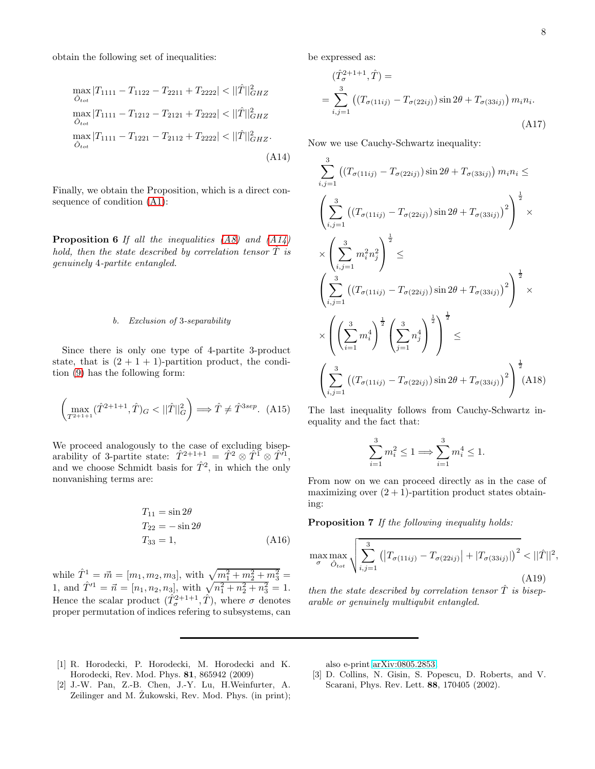obtain the following set of inequalities:

$$
\begin{aligned}
\max_{\hat{O}_{tot}} |T_{1111} - T_{1122} - T_{2211} + T_{2222}| &< ||\hat{T}||^2_{GHZ} \\
\max_{\hat{O}_{tot}} |T_{1111} - T_{1212} - T_{2121} + T_{2222}| &< ||\hat{T}||^2_{GHZ} \\
\max_{\hat{O}_{tot}} |T_{1111} - T_{1221} - T_{2112} + T_{2222}| &< ||\hat{T}||^2_{GHZ}.
\end{aligned}
\tag{A14}
$$

Finally, we obtain the Proposition, which is a direct consequence of condition (A1):

**Proposition 6** *If all the inequalities (A8) and (A14) hold, then the state described by correlation tensor $\hat{T}$ is genuinely 4-partite entangled.*

### b. Exclusion of 3-separability

Since there is only one type of 4-partite 3-product state, that is $(2+1+1)$-partition product, the condition (9) has the following form:

$$
\left(\max_{T^{2+1+1}} (\hat{T}^{2+1+1}, \hat{T})_G < ||\hat{T}||^2_G\right) \Longrightarrow \hat{T} \neq \hat{T}^{3sep}. \tag{A15}
$$

We proceed analogously to the case of excluding biseparability of 3-partite state: $\hat{T}^{2+1+1} = \hat{T}^2 \otimes \hat{T}^1 \otimes \hat{T}'^1$, and we choose Schmidt basis for $\hat{T}^2$, in which the only nonvanishing terms are:

$$
\begin{aligned}
T_{11} &= \sin 2\theta \\
T_{22} &= -\sin 2\theta \\
T_{33} &= 1,
\end{aligned}
\tag{A16}
$$

while $\hat{T}^1 = \vec{m} = [m_1, m_2, m_3]$, with $\sqrt{m_1^2 + m_2^2 + m_3^2} = 1$, and $\hat{T}'^1 = \vec{n} = [n_1, n_2, n_3]$, with $\sqrt{n_1^2 + n_2^2 + n_3^2} = 1$. Hence the scalar product $(\hat{T}^{2+1+1}_\sigma, \hat{T})$, where $\sigma$ denotes proper permutation of indices refering to subsystems, can be expressed as:

$$
\begin{aligned}
&(\hat{T}^{2+1+1}_\sigma, \hat{T}) = \\
&= \sum_{i,j=1}^{3} \left( (T_{\sigma(11ij)} - T_{\sigma(22ij)}) \sin 2\theta + T_{\sigma(33ij)} \right) m_i n_i.
\end{aligned}
\tag{A17}
$$

Now we use Cauchy-Schwartz inequality:

$$
\begin{aligned}
&\sum_{i,j=1}^{3} \left( (T_{\sigma(11ij)} - T_{\sigma(22ij)}) \sin 2\theta + T_{\sigma(33ij)} \right) m_i n_i \leq \\
&\left( \sum_{i,j=1}^{3} \left( (T_{\sigma(11ij)} - T_{\sigma(22ij)}) \sin 2\theta + T_{\sigma(33ij)} \right)^2 \right)^{\frac{1}{2}} \times \\
&\times \left( \sum_{i,j=1}^{3} m_i^2 n_j^2 \right)^{\frac{1}{2}} \leq \\
&\left( \sum_{i,j=1}^{3} \left( (T_{\sigma(11ij)} - T_{\sigma(22ij)}) \sin 2\theta + T_{\sigma(33ij)} \right)^2 \right)^{\frac{1}{2}} \times \\
&\times \left( \left( \sum_{i=1}^{3} m_i^4 \right)^{\frac{1}{2}} \left( \sum_{j=1}^{3} n_j^4 \right)^{\frac{1}{2}} \right)^{\frac{1}{2}} \leq \\
&\left( \sum_{i,j=1}^{3} \left( (T_{\sigma(11ij)} - T_{\sigma(22ij)}) \sin 2\theta + T_{\sigma(33ij)} \right)^2 \right)^{\frac{1}{2}}
\end{aligned}
\tag{A18}
$$

The last inequality follows from Cauchy-Schwartz inequality and the fact that:

$$
\sum_{i=1}^{3} m_i^2 \leq 1 \Longrightarrow \sum_{i=1}^{3} m_i^4 \leq 1.
$$

From now on we can proceed directly as in the case of maximizing over $(2+1)$-partition product states obtaining:

**Proposition 7** *If the following inequality holds:*

$$
\max_{\sigma} \max_{\hat{O}_{tot}} \sqrt{\sum_{i,j=1}^{3} \left( \left| T_{\sigma(11ij)} - T_{\sigma(22ij)} \right| + |T_{\sigma(33ij)}| \right)^2} < ||\hat{T}||^2, \tag{A19}
$$

*then the state described by correlation tensor $\hat{T}$ is biseparable or genuinely multiqubit entangled.*

---

[1] R. Horodecki, P. Horodecki, M. Horodecki and K. Horodecki, Rev. Mod. Phys. **81**, 865942 (2009)

[2] J.-W. Pan, Z.-B. Chen, J.-Y. Lu, H.Weinfurter, A. Zeilinger and M. Żukowski, Rev. Mod. Phys. (in print); also e-print arXiv:0805.2853

[3] D. Collins, N. Gisin, S. Popescu, D. Roberts, and V. Scarani, Phys. Rev. Lett. **88**, 170405 (2002).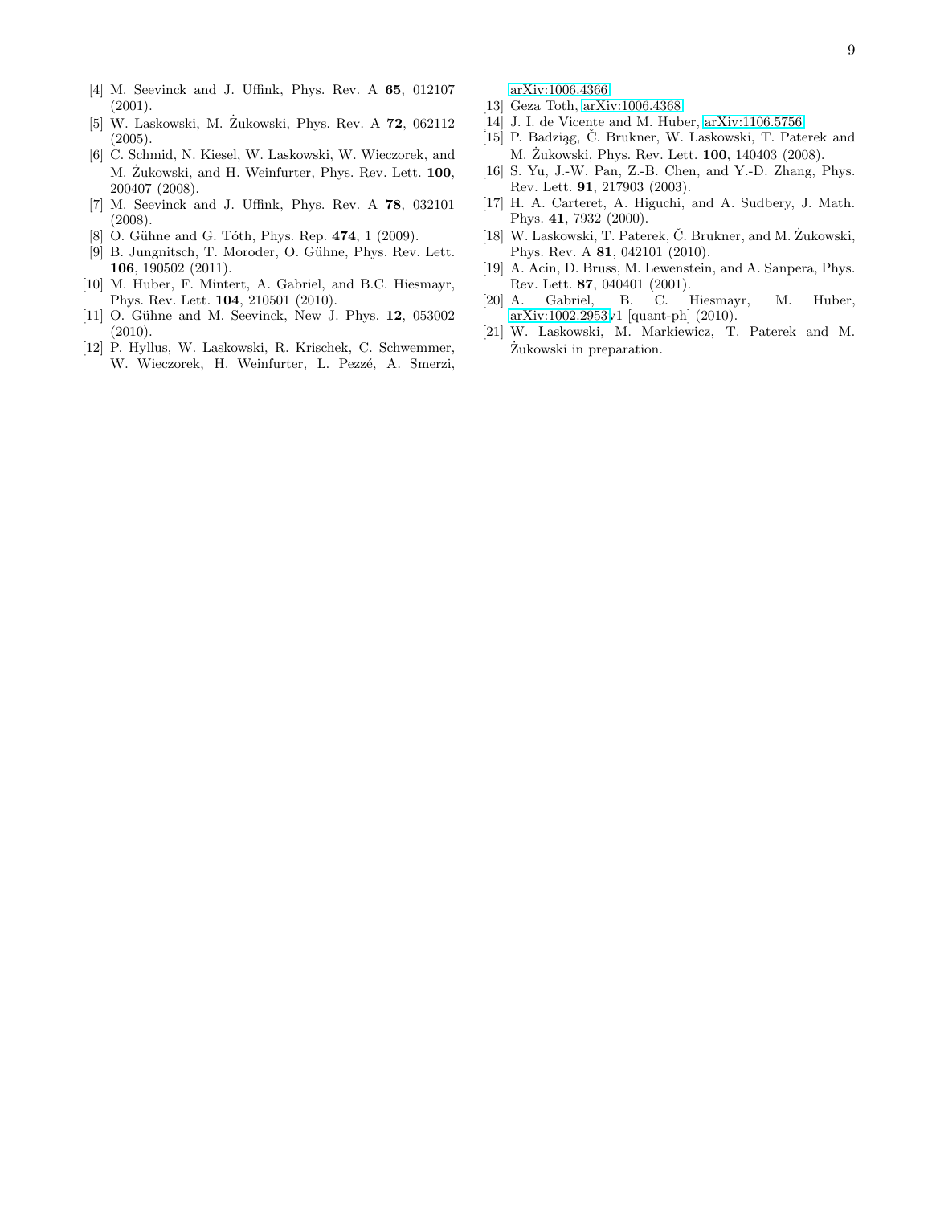[4] M. Seevinck and J. Uffink, Phys. Rev. A **65**, 012107 (2001).

[5] W. Laskowski, M. Żukowski, Phys. Rev. A **72**, 062112 (2005).

[6] C. Schmid, N. Kiesel, W. Laskowski, W. Wieczorek, and M. Żukowski, and H. Weinfurter, Phys. Rev. Lett. **100**, 200407 (2008).

[7] M. Seevinck and J. Uffink, Phys. Rev. A **78**, 032101 (2008).

[8] O. Gühne and G. Tóth, Phys. Rep. **474**, 1 (2009).

[9] B. Jungnitsch, T. Moroder, O. Gühne, Phys. Rev. Lett. **106**, 190502 (2011).

[10] M. Huber, F. Mintert, A. Gabriel, and B.C. Hiesmayr, Phys. Rev. Lett. **104**, 210501 (2010).

[11] O. Gühne and M. Seevinck, New J. Phys. **12**, 053002 (2010).

[12] P. Hyllus, W. Laskowski, R. Krischek, C. Schwemmer, W. Wieczorek, H. Weinfurter, L. Pezzé, A. Smerzi, arXiv:1006.4366

[13] Geza Toth, arXiv:1006.4368

[14] J. I. de Vicente and M. Huber, arXiv:1106.5756

[15] P. Badziąg, Č. Brukner, W. Laskowski, T. Paterek and M. Żukowski, Phys. Rev. Lett. **100**, 140403 (2008).

[16] S. Yu, J.-W. Pan, Z.-B. Chen, and Y.-D. Zhang, Phys. Rev. Lett. **91**, 217903 (2003).

[17] H. A. Carteret, A. Higuchi, and A. Sudbery, J. Math. Phys. **41**, 7932 (2000).

[18] W. Laskowski, T. Paterek, Č. Brukner, and M. Żukowski, Phys. Rev. A **81**, 042101 (2010).

[19] A. Acin, D. Bruss, M. Lewenstein, and A. Sanpera, Phys. Rev. Lett. **87**, 040401 (2001).

[20] A. Gabriel, B. C. Hiesmayr, M. Huber, arXiv:1002.2953v1 [quant-ph] (2010).

[21] W. Laskowski, M. Markiewicz, T. Paterek and M. Żukowski in preparation.